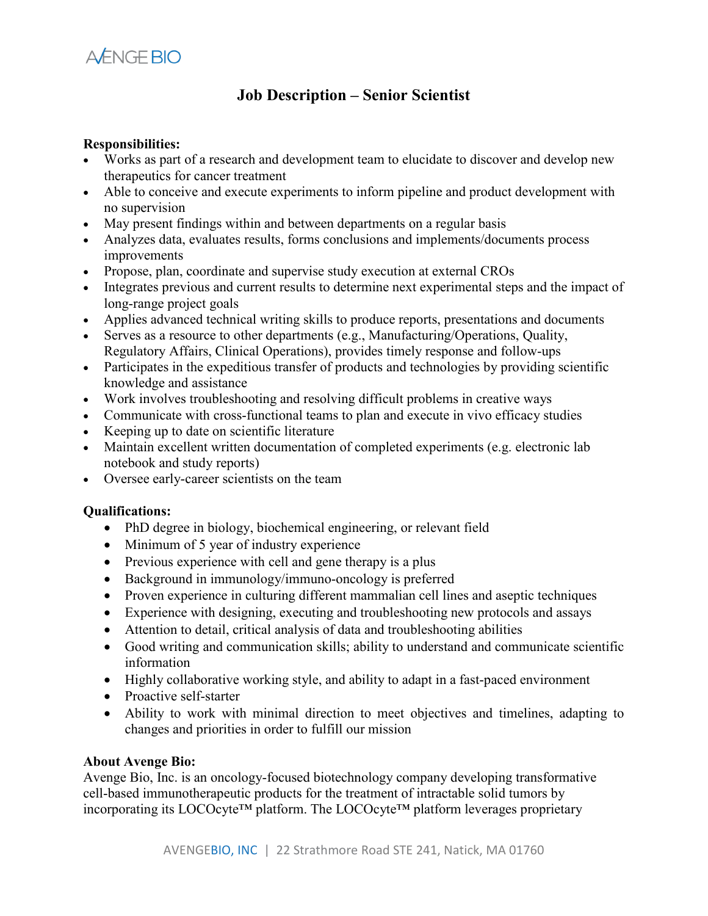AVENGE BIO

# Job Description – Senior Scientist

**Responsibilities:**

- Works as part of a research and development team to elucidate to discover and develop new therapeutics for cancer treatment
- Able to conceive and execute experiments to inform pipeline and product development with no supervision
- May present findings within and between departments on a regular basis
- Analyzes data, evaluates results, forms conclusions and implements/documents process improvements
- Propose, plan, coordinate and supervise study execution at external CROs
- Integrates previous and current results to determine next experimental steps and the impact of long-range project goals
- Applies advanced technical writing skills to produce reports, presentations and documents
- Serves as a resource to other departments (e.g., Manufacturing/Operations, Quality, Regulatory Affairs, Clinical Operations), provides timely response and follow-ups
- Participates in the expeditious transfer of products and technologies by providing scientific knowledge and assistance
- Work involves troubleshooting and resolving difficult problems in creative ways
- Communicate with cross-functional teams to plan and execute in vivo efficacy studies
- Keeping up to date on scientific literature
- Maintain excellent written documentation of completed experiments (e.g. electronic lab notebook and study reports)
- Oversee early-career scientists on the team

**Qualifications:**

- PhD degree in biology, biochemical engineering, or relevant field
- Minimum of 5 year of industry experience
- Previous experience with cell and gene therapy is a plus
- Background in immunology/immuno-oncology is preferred
- Proven experience in culturing different mammalian cell lines and aseptic techniques
- Experience with designing, executing and troubleshooting new protocols and assays
- Attention to detail, critical analysis of data and troubleshooting abilities
- Good writing and communication skills; ability to understand and communicate scientific information
- Highly collaborative working style, and ability to adapt in a fast-paced environment
- Proactive self-starter
- Ability to work with minimal direction to meet objectives and timelines, adapting to changes and priorities in order to fulfill our mission

**About Avenge Bio:**

Avenge Bio, Inc. is an oncology-focused biotechnology company developing transformative cell-based immunotherapeutic products for the treatment of intractable solid tumors by incorporating its LOCOcyte™ platform. The LOCOcyte™ platform leverages proprietary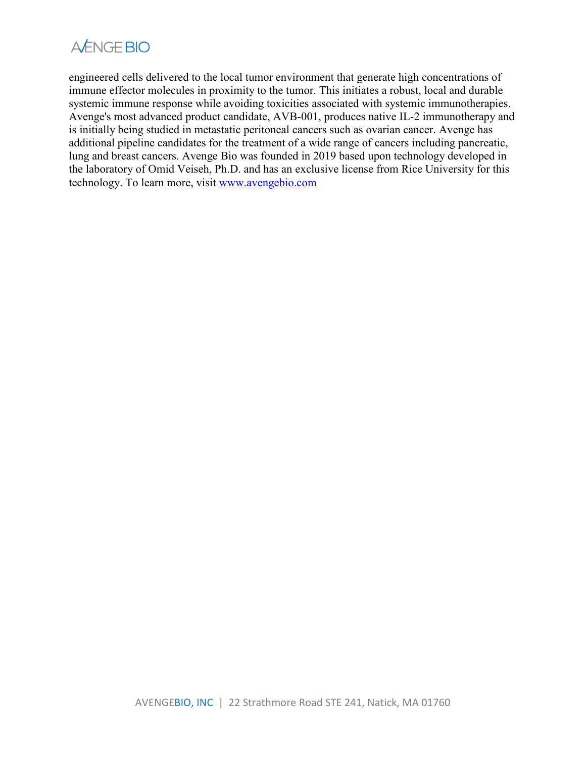engineered cells delivered to the local tumor environment that generate high concentrations of immune effector molecules in proximity to the tumor. This initiates a robust, local and durable systemic immune response while avoiding toxicities associated with systemic immunotherapies. Avenge's most advanced product candidate, AVB-001, produces native IL-2 immunotherapy and is initially being studied in metastatic peritoneal cancers such as ovarian cancer. Avenge has additional pipeline candidates for the treatment of a wide range of cancers including pancreatic, lung and breast cancers. Avenge Bio was founded in 2019 based upon technology developed in the laboratory of Omid Veiseh, Ph.D. and has an exclusive license from Rice University for this technology. To learn more, visit [www.avengebio.com](http://www.avengebio.com)